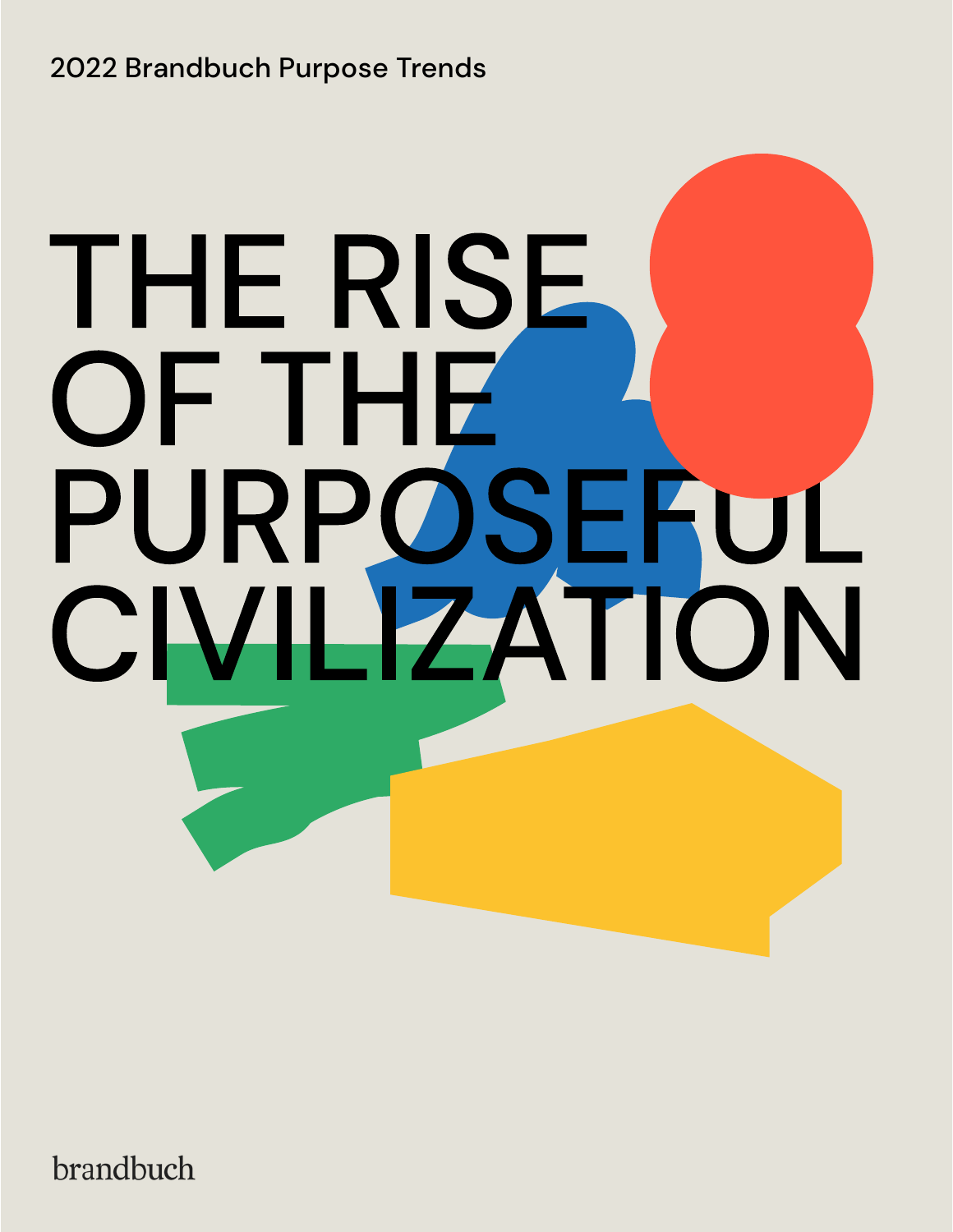2022 Brandbuch Purpose Trends

# THE RISE OF THE PURPOSEFUL CIVILIZATION

brandbuch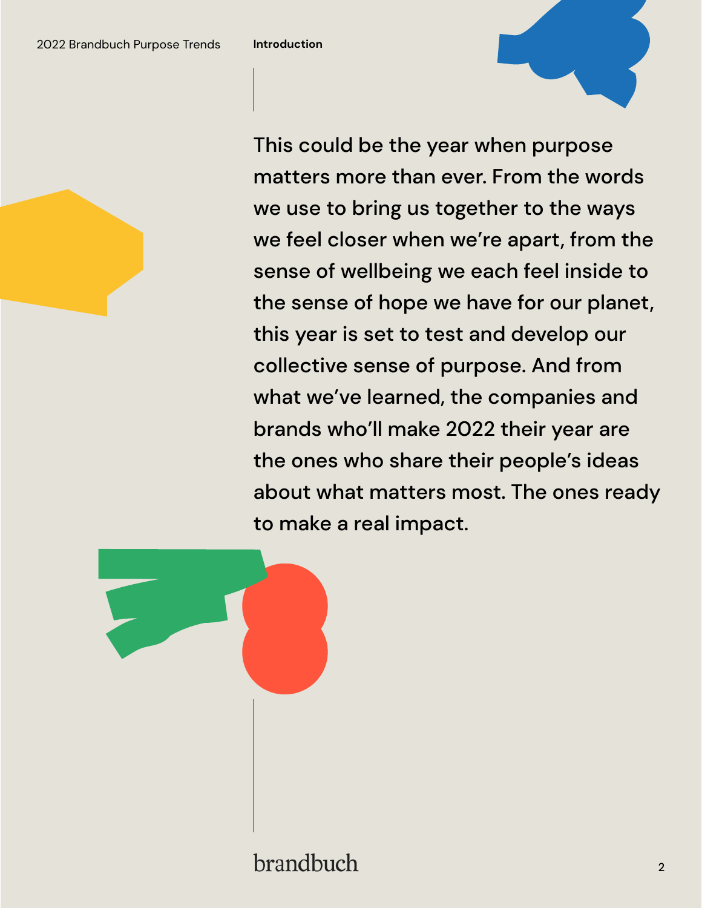## Introduction

This could be the year when purpose matters more than ever. From the words we use to bring us together to the ways we feel closer when we're apart, from the sense of wellbeing we each feel inside to the sense of hope we have for our planet, this year is set to test and develop our collective sense of purpose. And from what we've learned, the companies and brands who'll make 2022 their year are the ones who share their people's ideas about what matters most. The ones ready to make a real impact.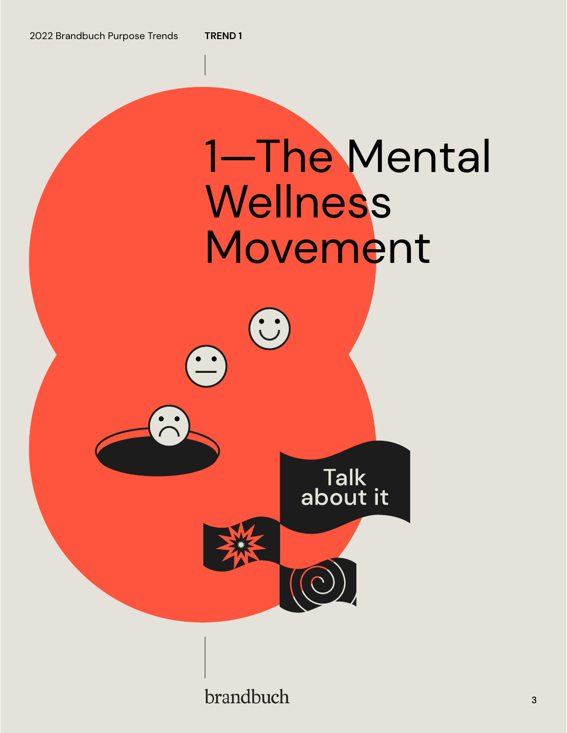# 1—The Mental Wellness Movement

Talk about it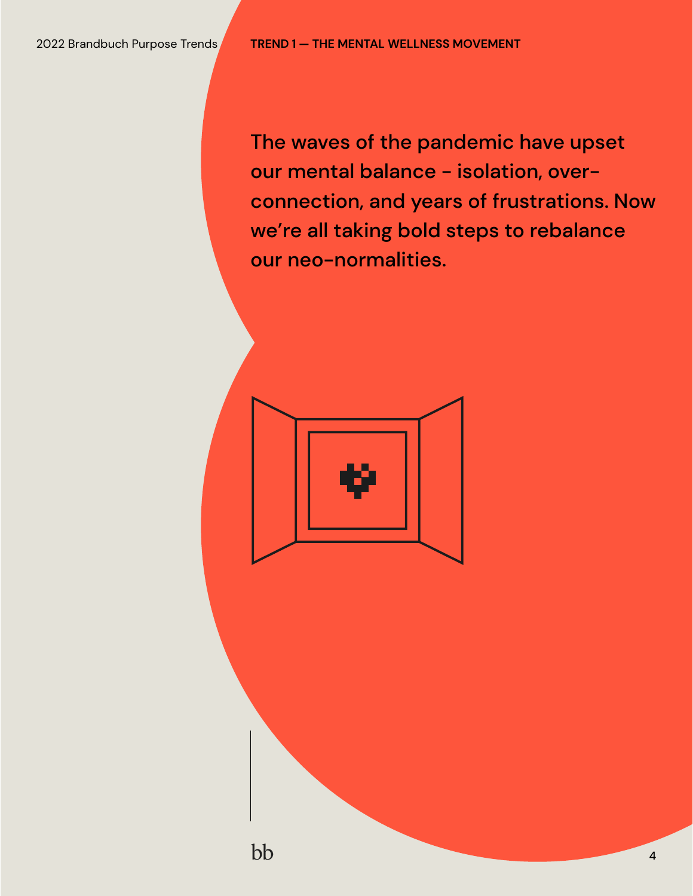The waves of the pandemic have upset our mental balance - isolation, over-connection, and years of frustrations. Now we're all taking bold steps to rebalance our neo-normalities.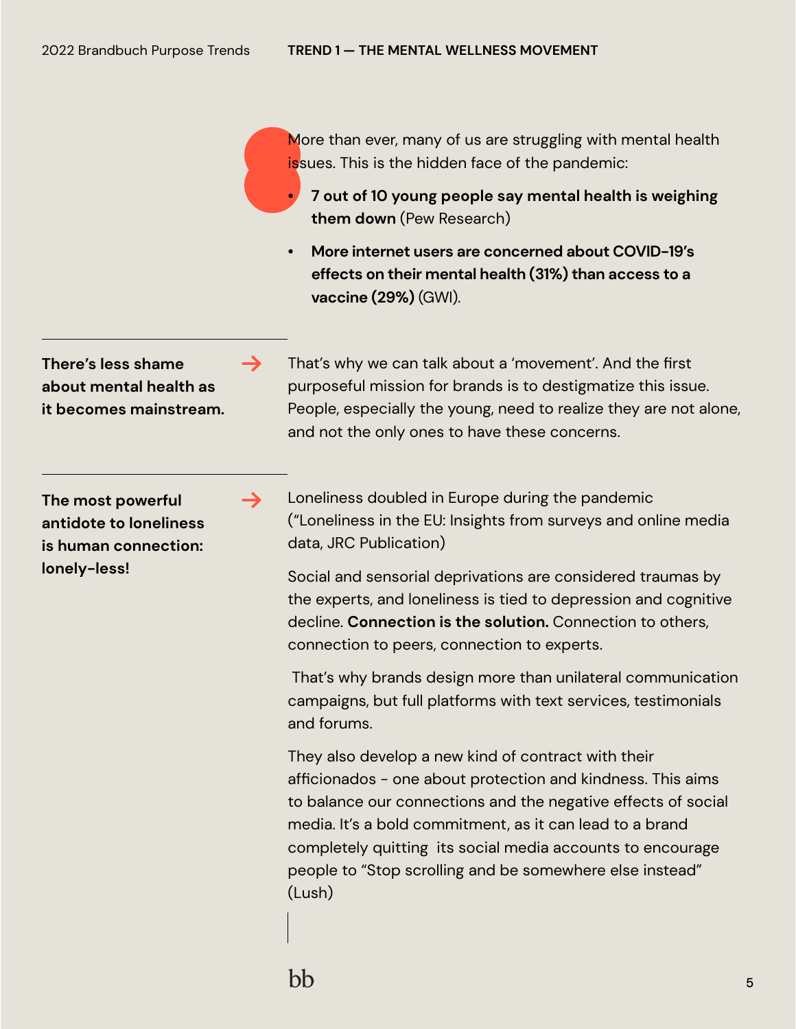More than ever, many of us are struggling with mental health issues. This is the hidden face of the pandemic:

- **7 out of 10 young people say mental health is weighing them down** (Pew Research)
- **More internet users are concerned about COVID-19's effects on their mental health (31%) than access to a vaccine (29%)** (GWI).

**There's less shame about mental health as it becomes mainstream.** →

That's why we can talk about a 'movement'. And the first purposeful mission for brands is to destigmatize this issue. People, especially the young, need to realize they are not alone, and not the only ones to have these concerns.

**The most powerful antidote to loneliness is human connection: lonely-less!** →

Loneliness doubled in Europe during the pandemic ("Loneliness in the EU: Insights from surveys and online media data, JRC Publication)

Social and sensorial deprivations are considered traumas by the experts, and loneliness is tied to depression and cognitive decline. **Connection is the solution.** Connection to others, connection to peers, connection to experts.

That's why brands design more than unilateral communication campaigns, but full platforms with text services, testimonials and forums.

They also develop a new kind of contract with their afficionados - one about protection and kindness. This aims to balance our connections and the negative effects of social media. It's a bold commitment, as it can lead to a brand completely quitting its social media accounts to encourage people to "Stop scrolling and be somewhere else instead" (Lush)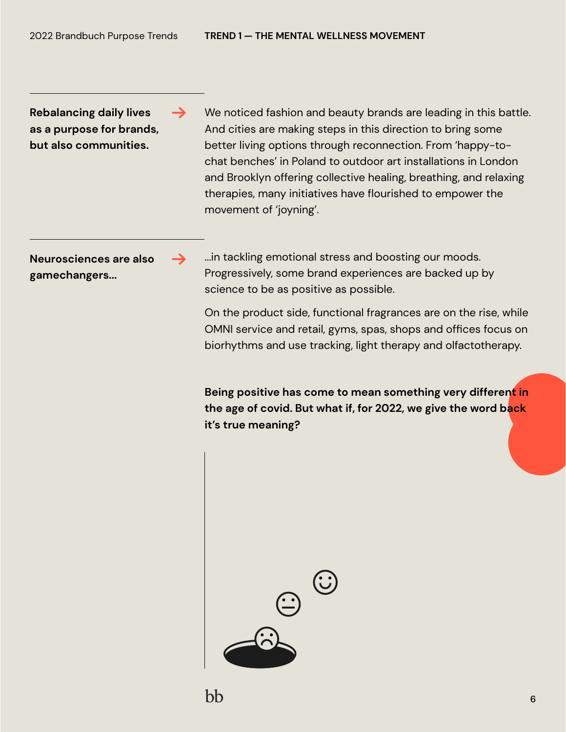**Rebalancing daily lives as a purpose for brands, but also communities.** →

We noticed fashion and beauty brands are leading in this battle. And cities are making steps in this direction to bring some better living options through reconnection. From 'happy-to-chat benches' in Poland to outdoor art installations in London and Brooklyn offering collective healing, breathing, and relaxing therapies, many initiatives have flourished to empower the movement of 'joyning'.

**Neurosciences are also gamechangers...** →

...in tackling emotional stress and boosting our moods. Progressively, some brand experiences are backed up by science to be as positive as possible.

On the product side, functional fragrances are on the rise, while OMNI service and retail, gyms, spas, shops and offices focus on biorhythms and use tracking, light therapy and olfactotherapy.

**Being positive has come to mean something very different in the age of covid. But what if, for 2022, we give the word back it's true meaning?**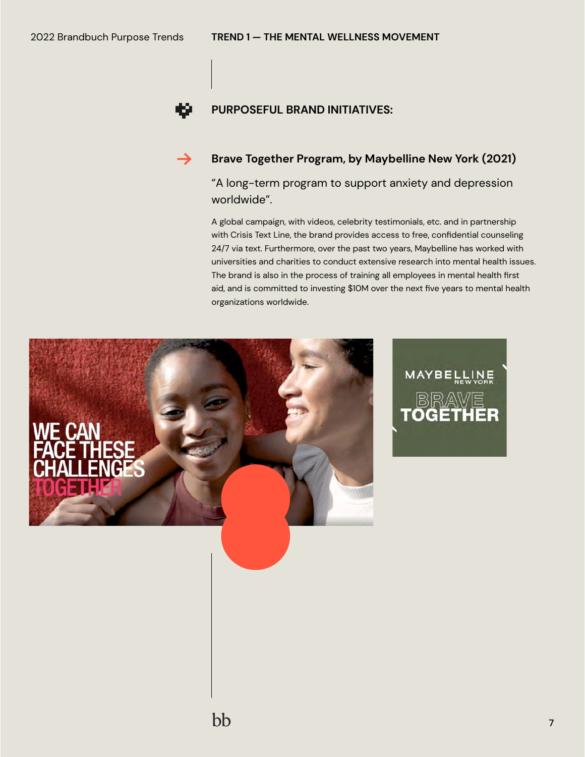## PURPOSEFUL BRAND INITIATIVES:

### Brave Together Program, by Maybelline New York (2021)

"A long-term program to support anxiety and depression worldwide".

A global campaign, with videos, celebrity testimonials, etc. and in partnership with Crisis Text Line, the brand provides access to free, confidential counseling 24/7 via text. Furthermore, over the past two years, Maybelline has worked with universities and charities to conduct extensive research into mental health issues. The brand is also in the process of training all employees in mental health first aid, and is committed to investing $10M over the next five years to mental health organizations worldwide.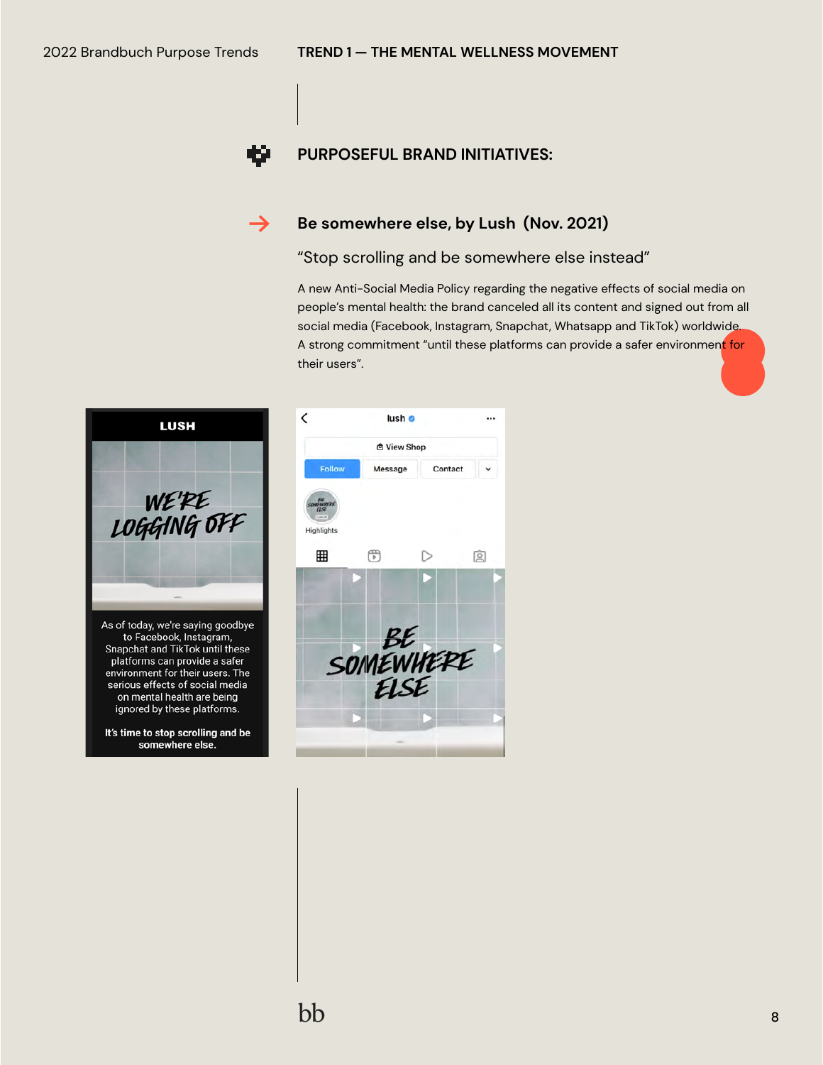## TREND 1 — THE MENTAL WELLNESS MOVEMENT

### PURPOSEFUL BRAND INITIATIVES:

#### → Be somewhere else, by Lush (Nov. 2021)

"Stop scrolling and be somewhere else instead"

A new Anti-Social Media Policy regarding the negative effects of social media on people's mental health: the brand canceled all its content and signed out from all social media (Facebook, Instagram, Snapchat, Whatsapp and TikTok) worldwide. A strong commitment "until these platforms can provide a safer environment for their users".

LUSH

WE'RE LOGGING OFF

As of today, we're saying goodbye to Facebook, Instagram, Snapchat and TikTok until these platforms can provide a safer environment for their users. The serious effects of social media on mental health are being ignored by these platforms.

**It's time to stop scrolling and be somewhere else.**

lush

View Shop

Follow | Message | Contact

Highlights

BE SOMEWHERE ELSE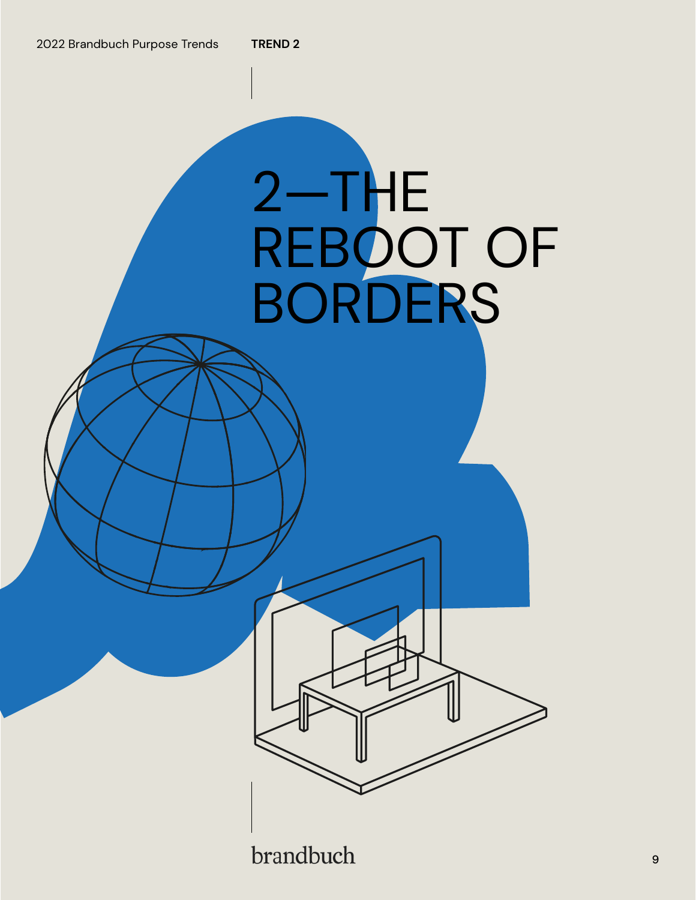# 2—THE REBOOT OF BORDERS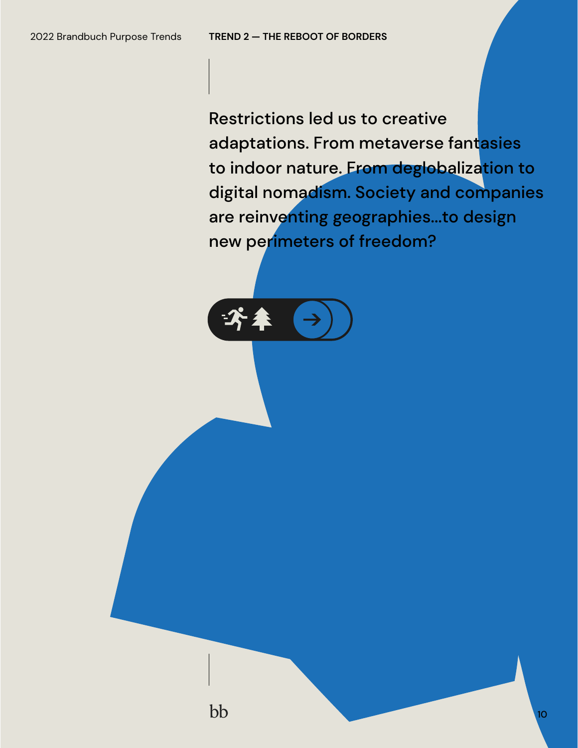Restrictions led us to creative adaptations. From metaverse fantasies to indoor nature. From deglobalization to digital nomadism. Society and companies are reinventing geographies...to design new perimeters of freedom?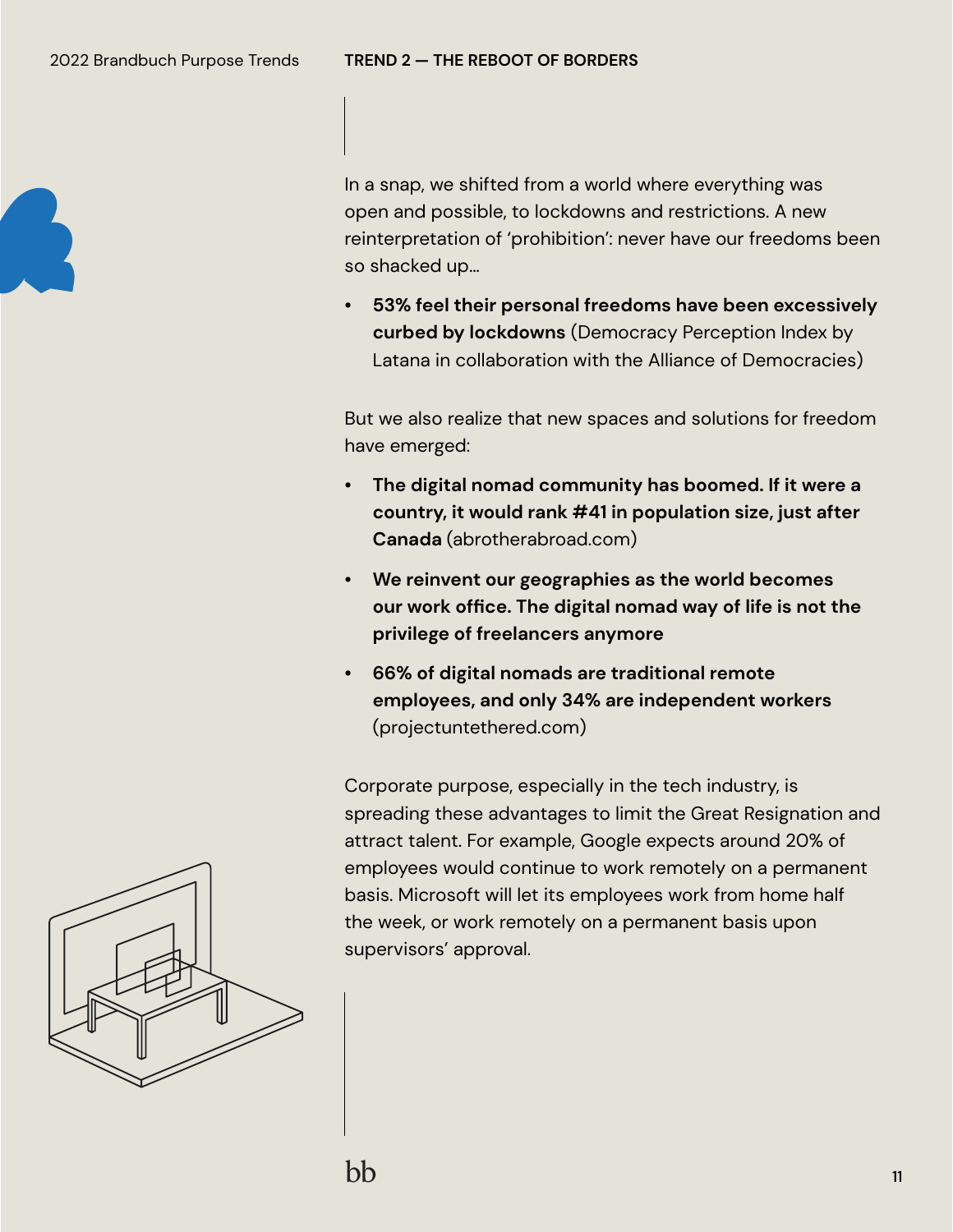In a snap, we shifted from a world where everything was open and possible, to lockdowns and restrictions. A new reinterpretation of 'prohibition': never have our freedoms been so shacked up...

- **53% feel their personal freedoms have been excessively curbed by lockdowns** (Democracy Perception Index by Latana in collaboration with the Alliance of Democracies)

But we also realize that new spaces and solutions for freedom have emerged:

- **The digital nomad community has boomed. If it were a country, it would rank #41 in population size, just after Canada** (abrotherabroad.com)
- **We reinvent our geographies as the world becomes our work office. The digital nomad way of life is not the privilege of freelancers anymore**
- **66% of digital nomads are traditional remote employees, and only 34% are independent workers** (projectuntethered.com)

Corporate purpose, especially in the tech industry, is spreading these advantages to limit the Great Resignation and attract talent. For example, Google expects around 20% of employees would continue to work remotely on a permanent basis. Microsoft will let its employees work from home half the week, or work remotely on a permanent basis upon supervisors' approval.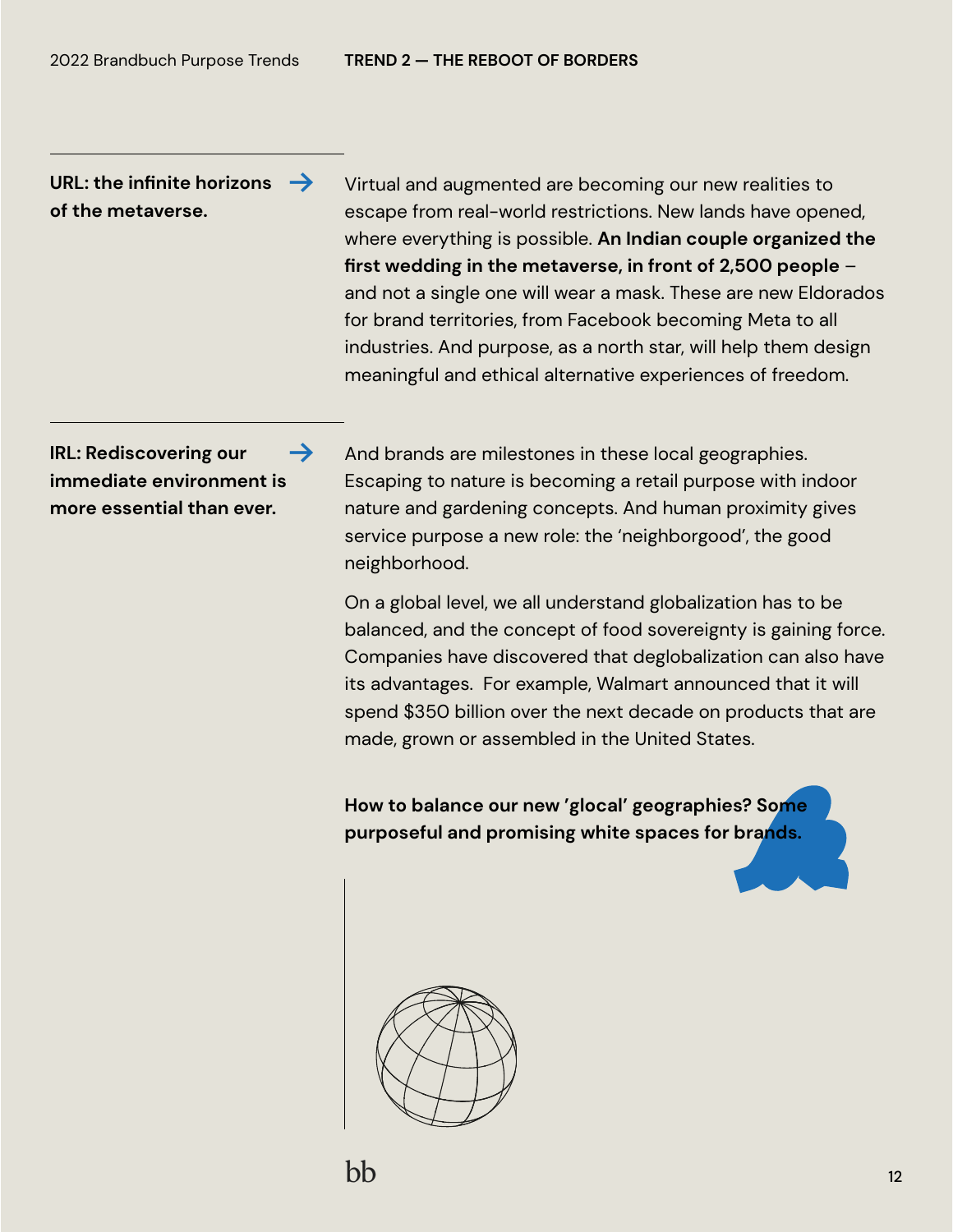**URL: the infinite horizons of the metaverse.** →

Virtual and augmented are becoming our new realities to escape from real-world restrictions. New lands have opened, where everything is possible. **An Indian couple organized the first wedding in the metaverse, in front of 2,500 people** – and not a single one will wear a mask. These are new Eldorados for brand territories, from Facebook becoming Meta to all industries. And purpose, as a north star, will help them design meaningful and ethical alternative experiences of freedom.

**IRL: Rediscovering our immediate environment is more essential than ever.** →

And brands are milestones in these local geographies. Escaping to nature is becoming a retail purpose with indoor nature and gardening concepts. And human proximity gives service purpose a new role: the 'neighborgood', the good neighborhood.

On a global level, we all understand globalization has to be balanced, and the concept of food sovereignty is gaining force. Companies have discovered that deglobalization can also have its advantages. For example, Walmart announced that it will spend $350 billion over the next decade on products that are made, grown or assembled in the United States.

**How to balance our new 'glocal' geographies? Some purposeful and promising white spaces for brands.**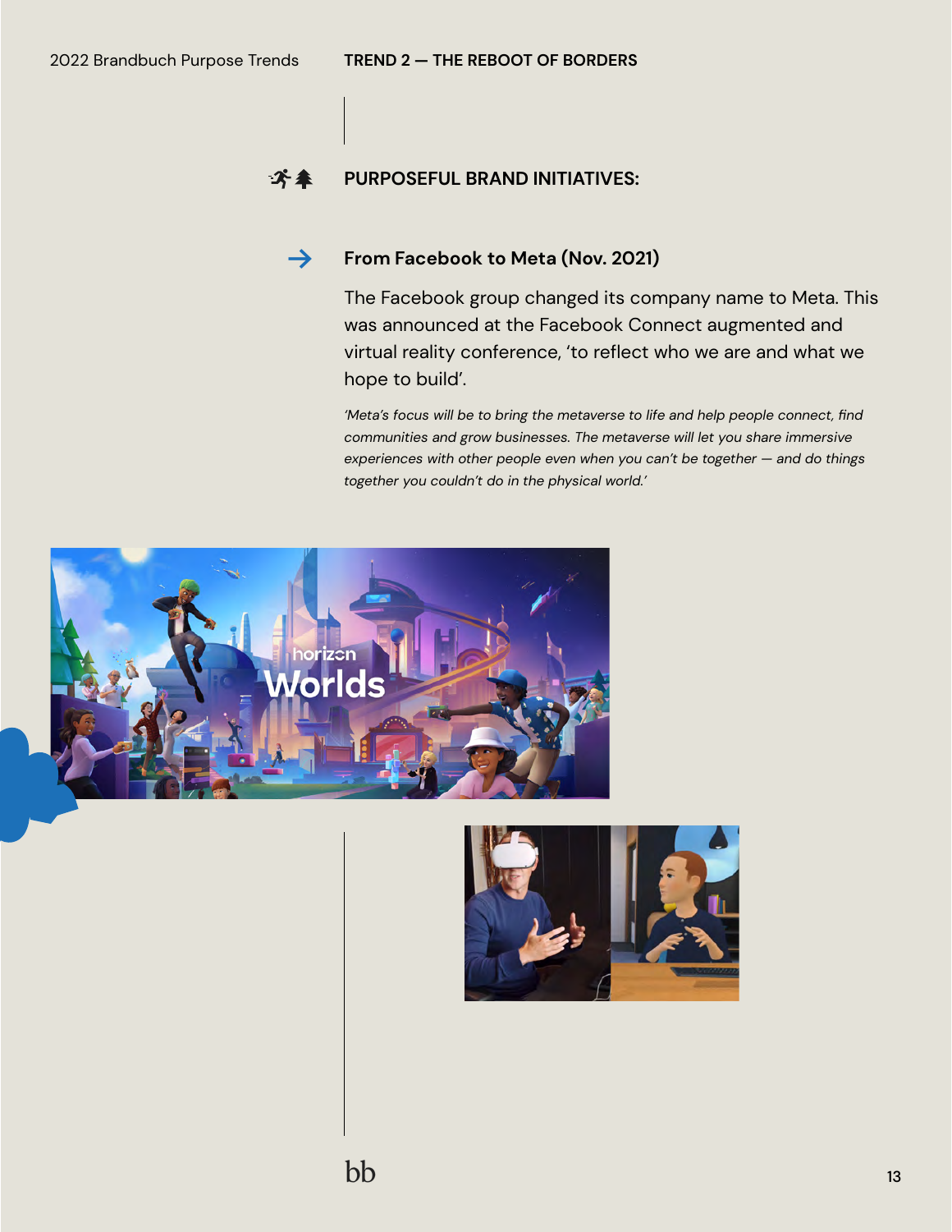## PURPOSEFUL BRAND INITIATIVES:

### → From Facebook to Meta (Nov. 2021)

The Facebook group changed its company name to Meta. This was announced at the Facebook Connect augmented and virtual reality conference, 'to reflect who we are and what we hope to build'.

*'Meta's focus will be to bring the metaverse to life and help people connect, find communities and grow businesses. The metaverse will let you share immersive experiences with other people even when you can't be together — and do things together you couldn't do in the physical world.'*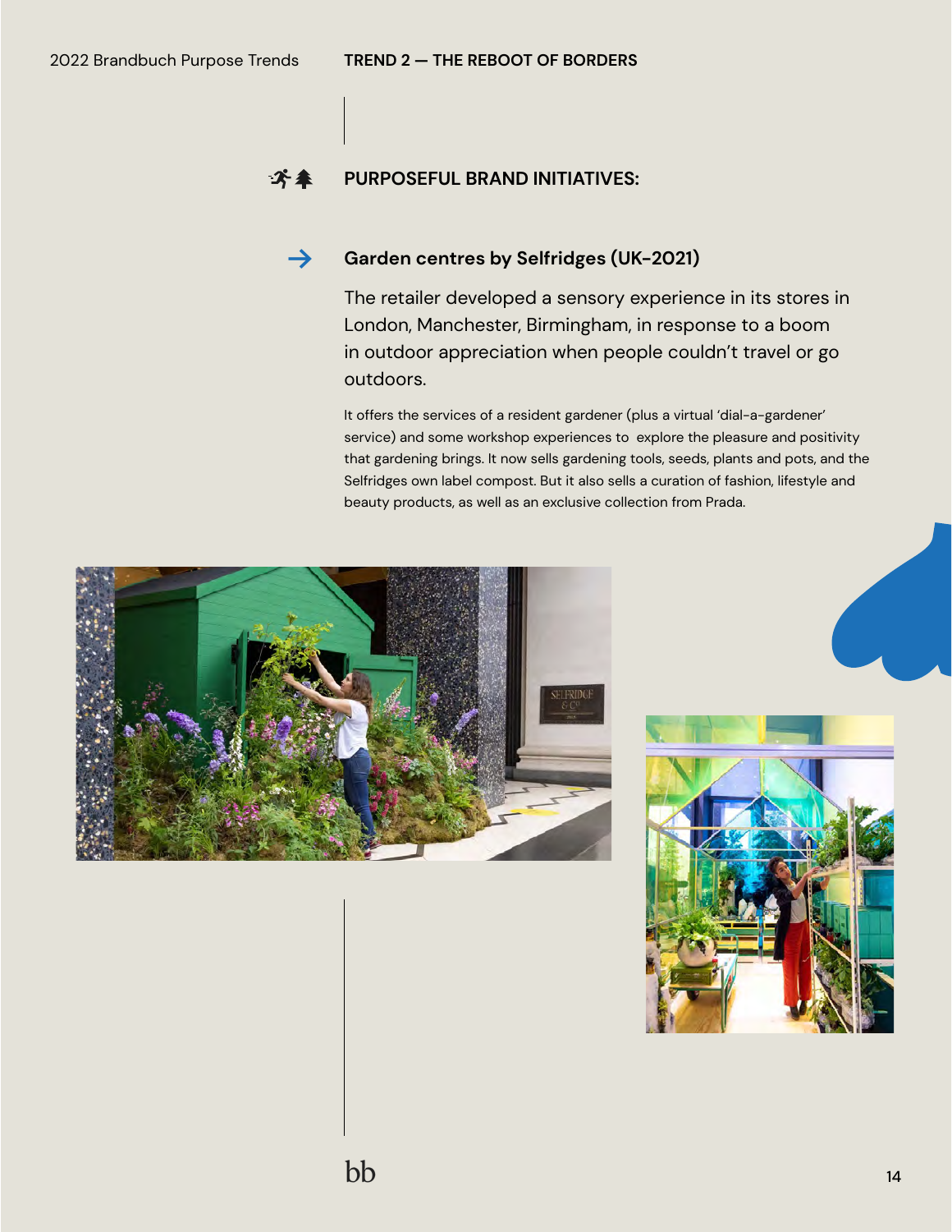## PURPOSEFUL BRAND INITIATIVES:

### Garden centres by Selfridges (UK-2021)

The retailer developed a sensory experience in its stores in London, Manchester, Birmingham, in response to a boom in outdoor appreciation when people couldn't travel or go outdoors.

It offers the services of a resident gardener (plus a virtual 'dial-a-gardener' service) and some workshop experiences to explore the pleasure and positivity that gardening brings. It now sells gardening tools, seeds, plants and pots, and the Selfridges own label compost. But it also sells a curation of fashion, lifestyle and beauty products, as well as an exclusive collection from Prada.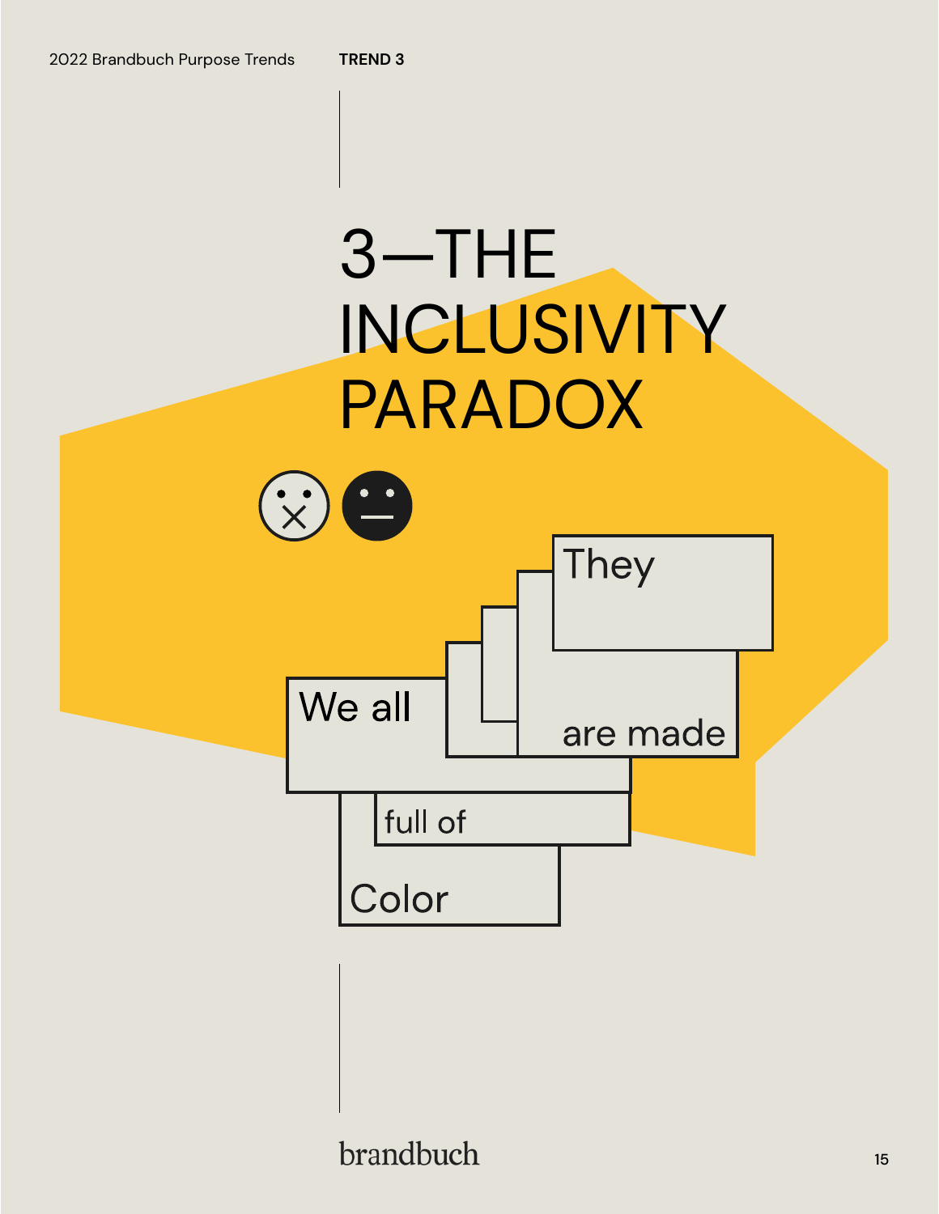# 3—THE INCLUSIVITY PARADOX

We all

They

are made

full of

Color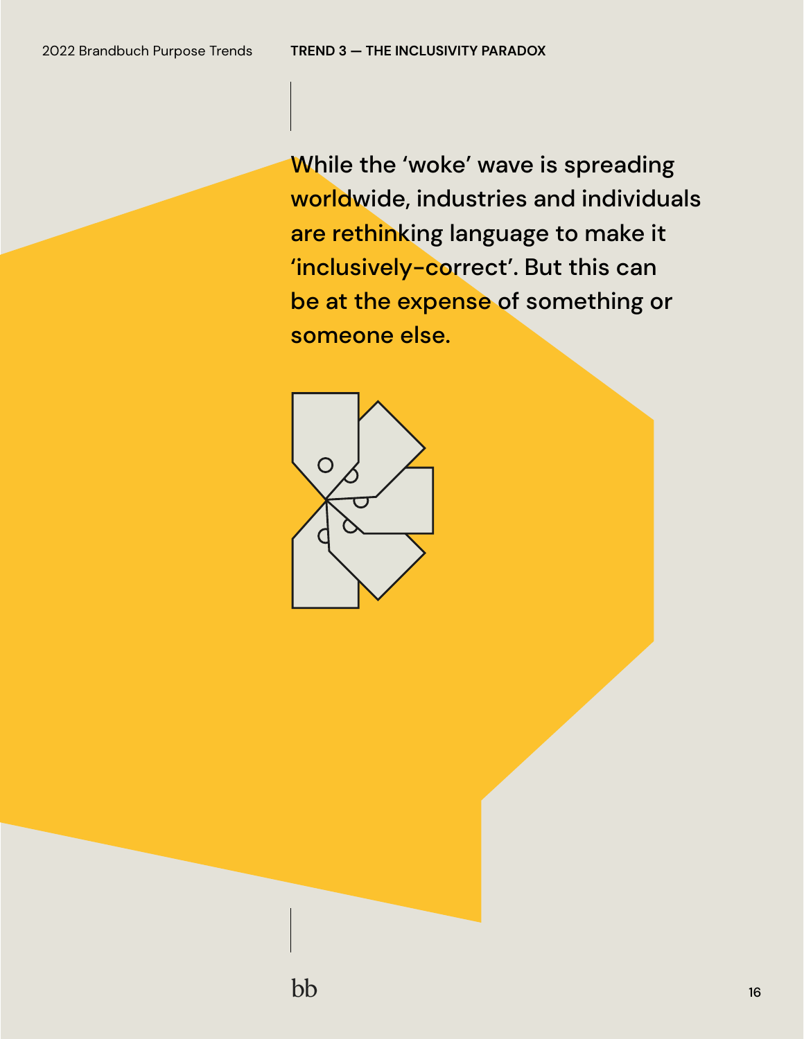While the 'woke' wave is spreading worldwide, industries and individuals are rethinking language to make it 'inclusively-correct'. But this can be at the expense of something or someone else.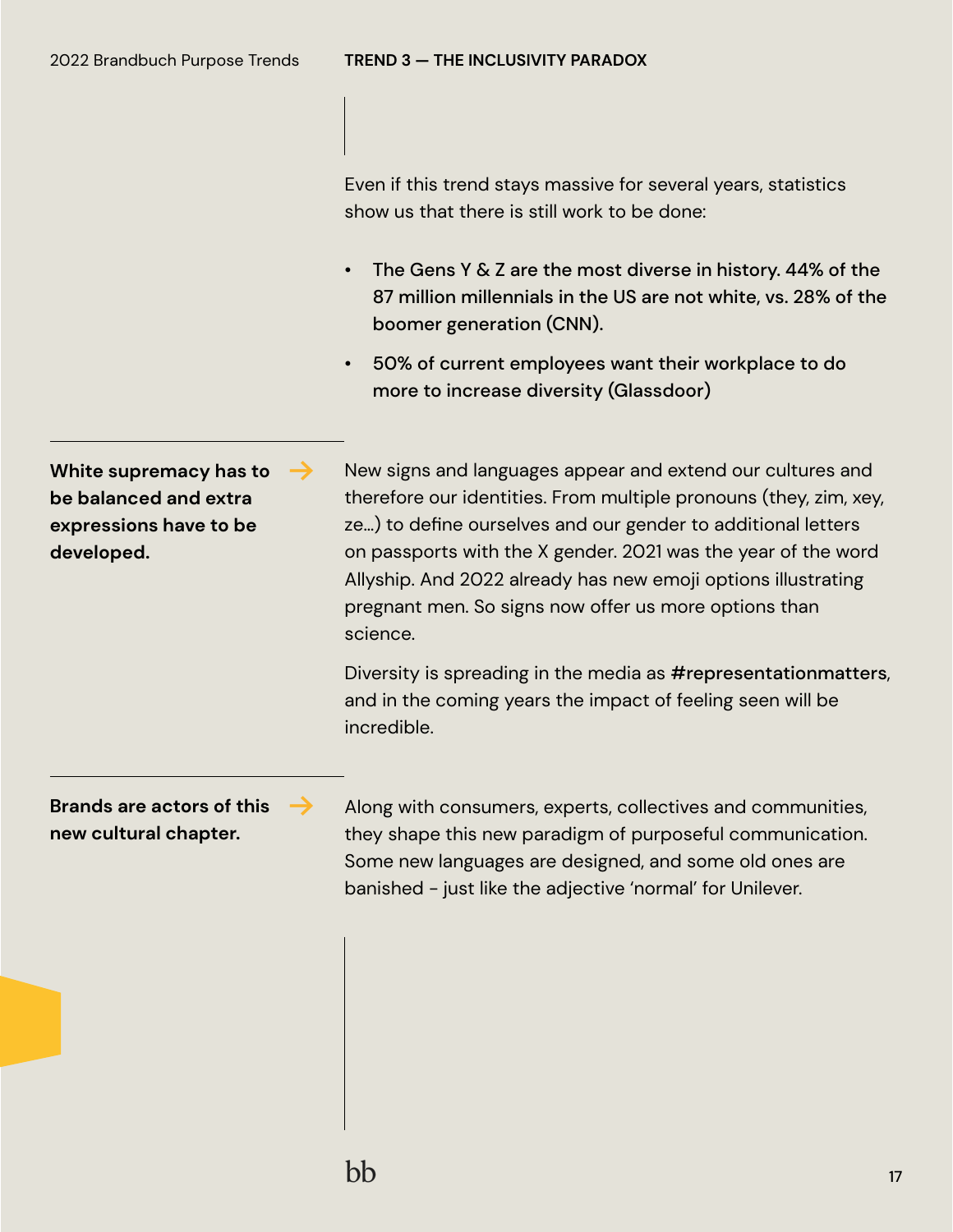Even if this trend stays massive for several years, statistics show us that there is still work to be done:

- **The Gens Y & Z are the most diverse in history. 44% of the 87 million millennials in the US are not white, vs. 28% of the boomer generation (CNN).**
- **50% of current employees want their workplace to do more to increase diversity (Glassdoor)**

**White supremacy has to be balanced and extra expressions have to be developed.** →

New signs and languages appear and extend our cultures and therefore our identities. From multiple pronouns (they, zim, xey, ze...) to define ourselves and our gender to additional letters on passports with the X gender. 2021 was the year of the word Allyship. And 2022 already has new emoji options illustrating pregnant men. So signs now offer us more options than science.

Diversity is spreading in the media as **#representationmatters**, and in the coming years the impact of feeling seen will be incredible.

**Brands are actors of this new cultural chapter.** →

Along with consumers, experts, collectives and communities, they shape this new paradigm of purposeful communication. Some new languages are designed, and some old ones are banished - just like the adjective 'normal' for Unilever.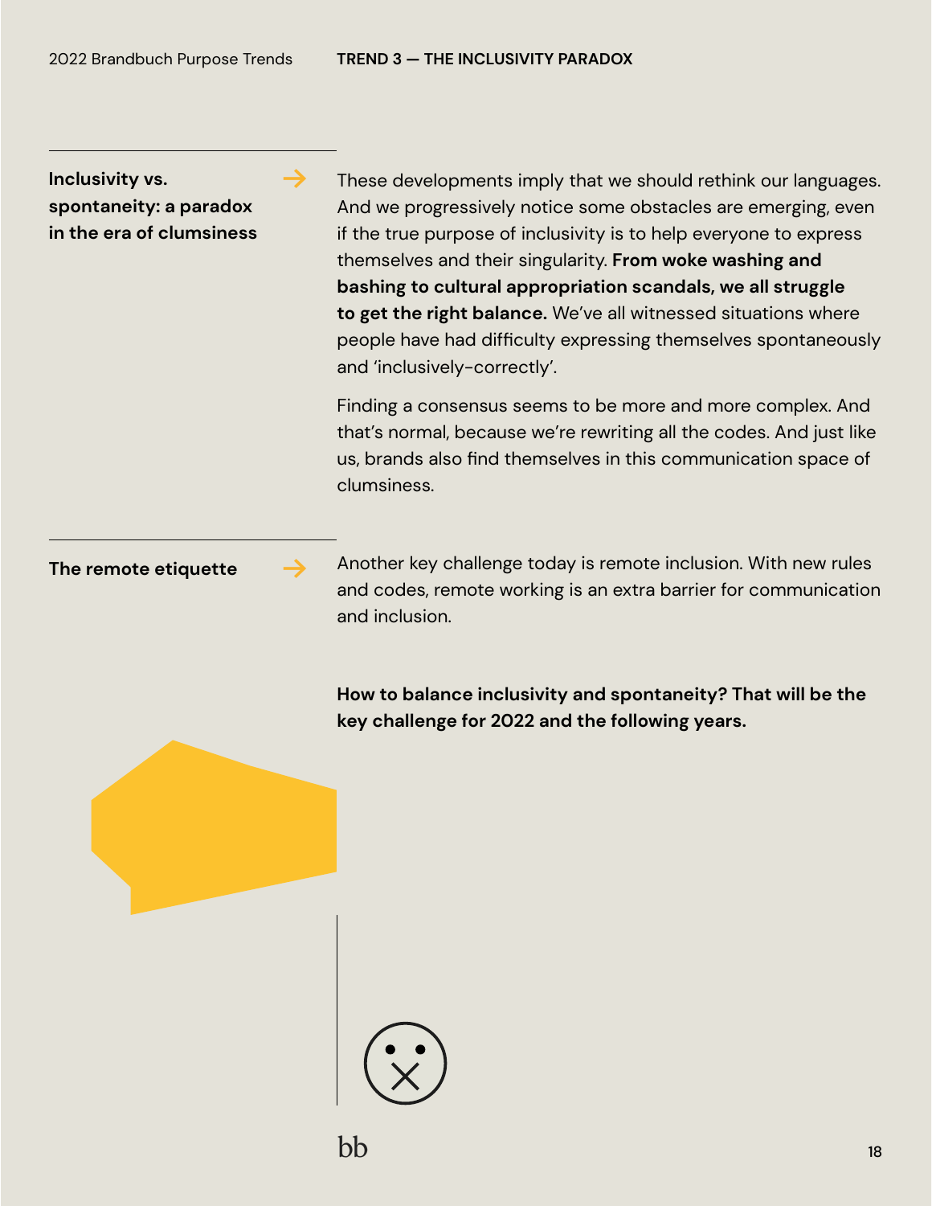### Inclusivity vs. spontaneity: a paradox in the era of clumsiness

These developments imply that we should rethink our languages. And we progressively notice some obstacles are emerging, even if the true purpose of inclusivity is to help everyone to express themselves and their singularity. **From woke washing and bashing to cultural appropriation scandals, we all struggle to get the right balance.** We've all witnessed situations where people have had difficulty expressing themselves spontaneously and 'inclusively-correctly'.

Finding a consensus seems to be more and more complex. And that's normal, because we're rewriting all the codes. And just like us, brands also find themselves in this communication space of clumsiness.

### The remote etiquette

Another key challenge today is remote inclusion. With new rules and codes, remote working is an extra barrier for communication and inclusion.

**How to balance inclusivity and spontaneity? That will be the key challenge for 2022 and the following years.**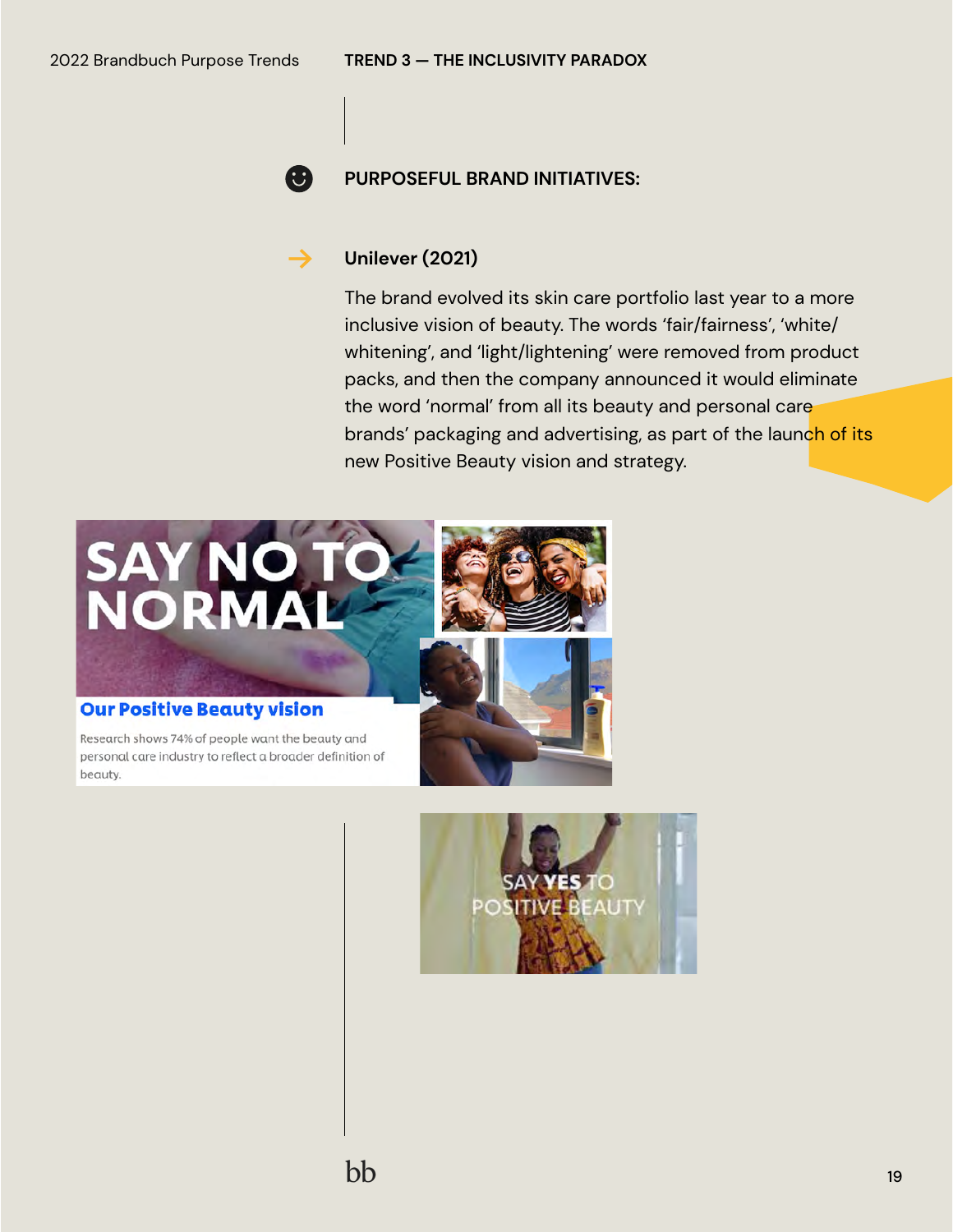## PURPOSEFUL BRAND INITIATIVES:

### Unilever (2021)

The brand evolved its skin care portfolio last year to a more inclusive vision of beauty. The words 'fair/fairness', 'white/whitening', and 'light/lightening' were removed from product packs, and then the company announced it would eliminate the word 'normal' from all its beauty and personal care brands' packaging and advertising, as part of the launch of its new Positive Beauty vision and strategy.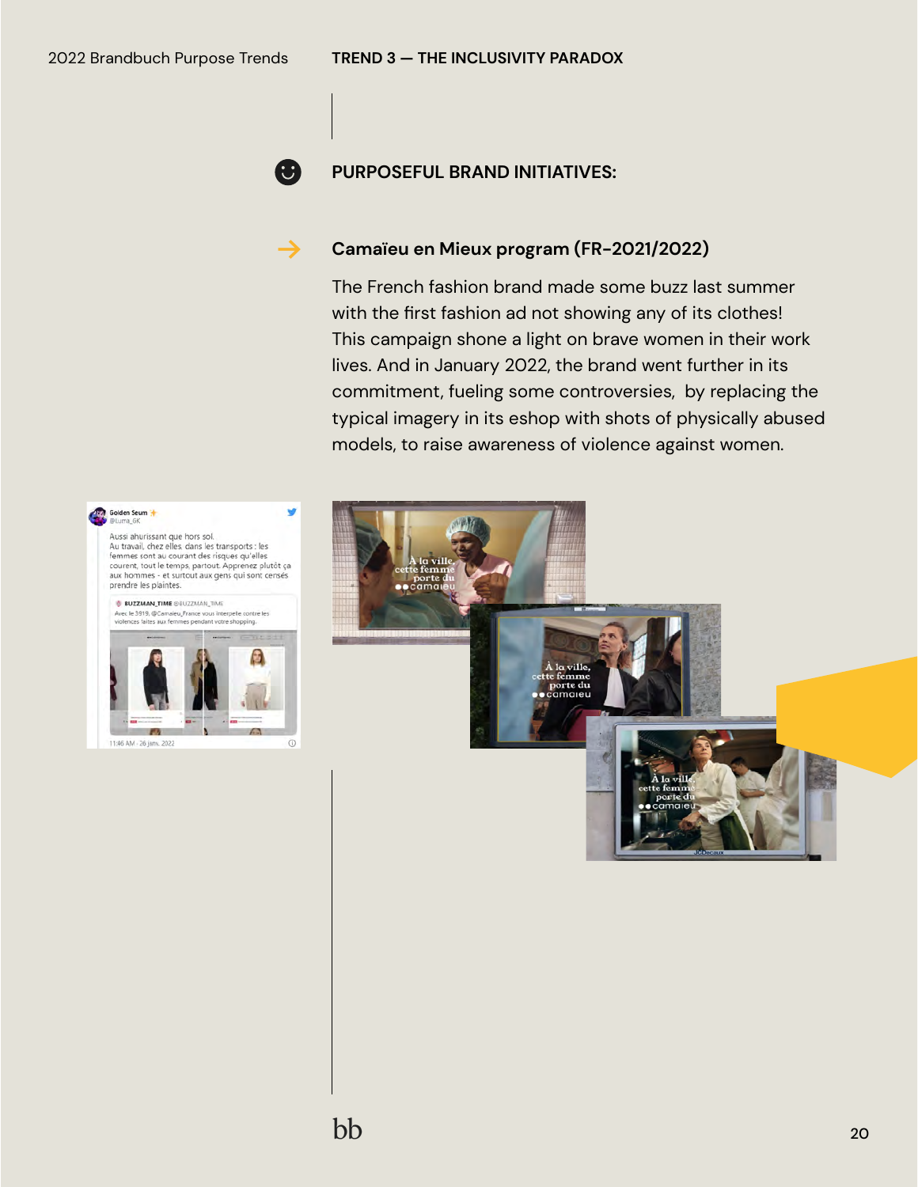## PURPOSEFUL BRAND INITIATIVES:

### Camaïeu en Mieux program (FR-2021/2022)

The French fashion brand made some buzz last summer with the first fashion ad not showing any of its clothes! This campaign shone a light on brave women in their work lives. And in January 2022, the brand went further in its commitment, fueling some controversies, by replacing the typical imagery in its eshop with shots of physically abused models, to raise awareness of violence against women.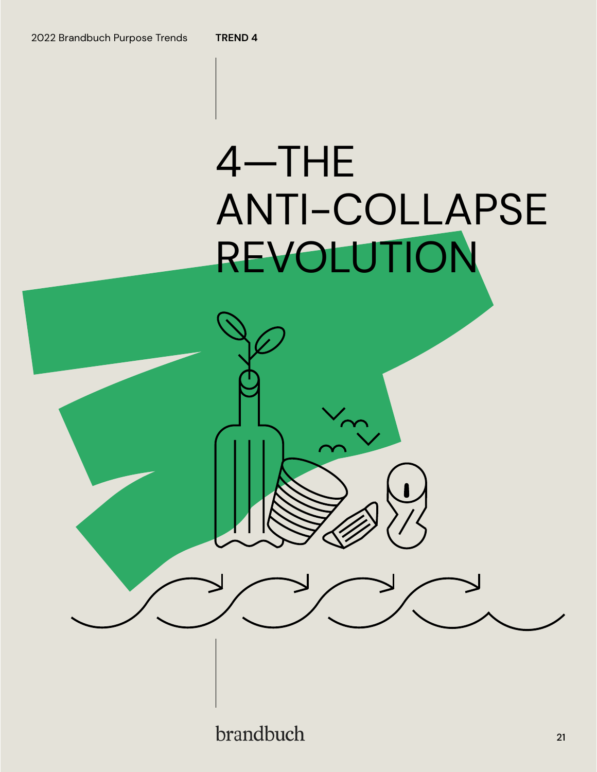# 4—THE ANTI-COLLAPSE REVOLUTION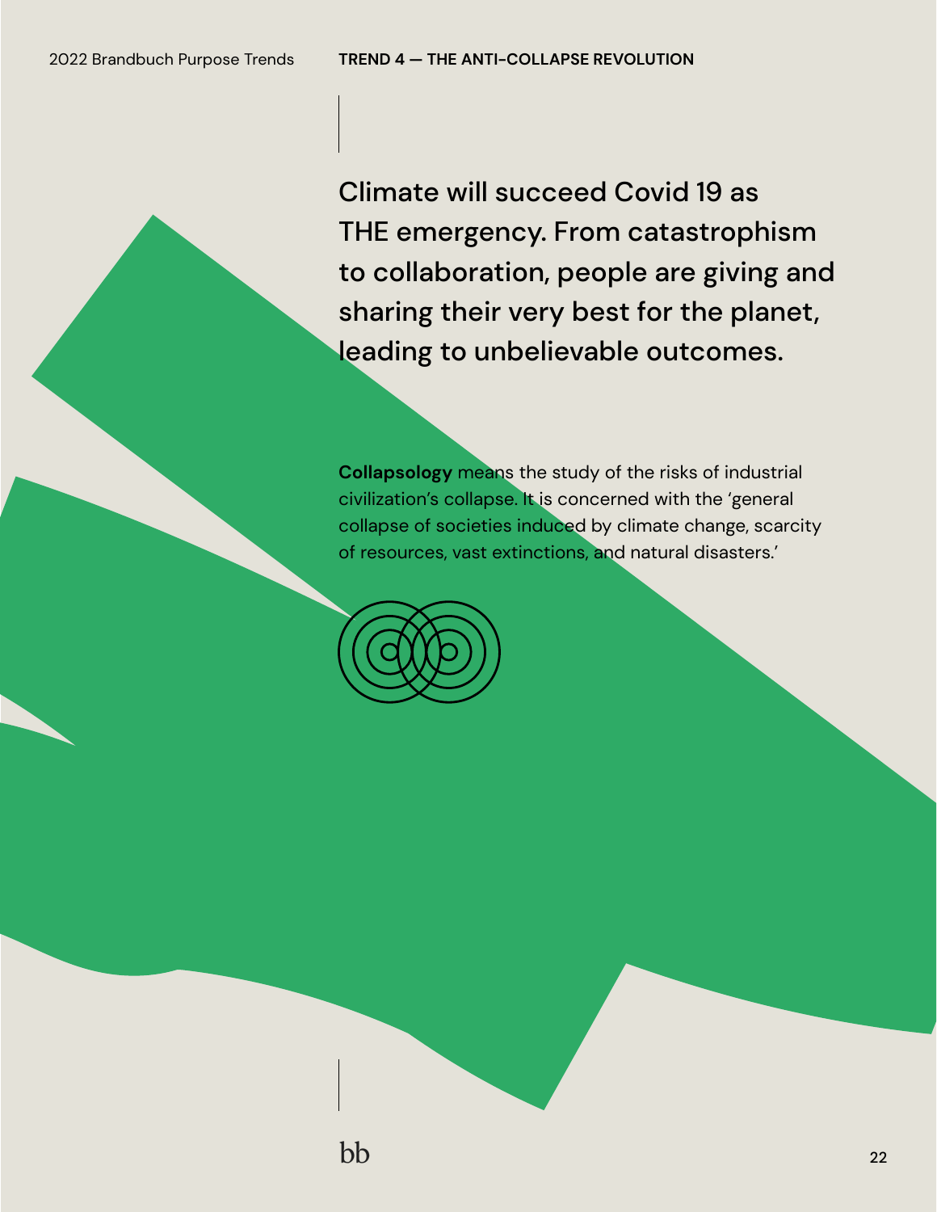Climate will succeed Covid 19 as THE emergency. From catastrophism to collaboration, people are giving and sharing their very best for the planet, leading to unbelievable outcomes.

**Collapsology** means the study of the risks of industrial civilization's collapse. It is concerned with the 'general collapse of societies induced by climate change, scarcity of resources, vast extinctions, and natural disasters.'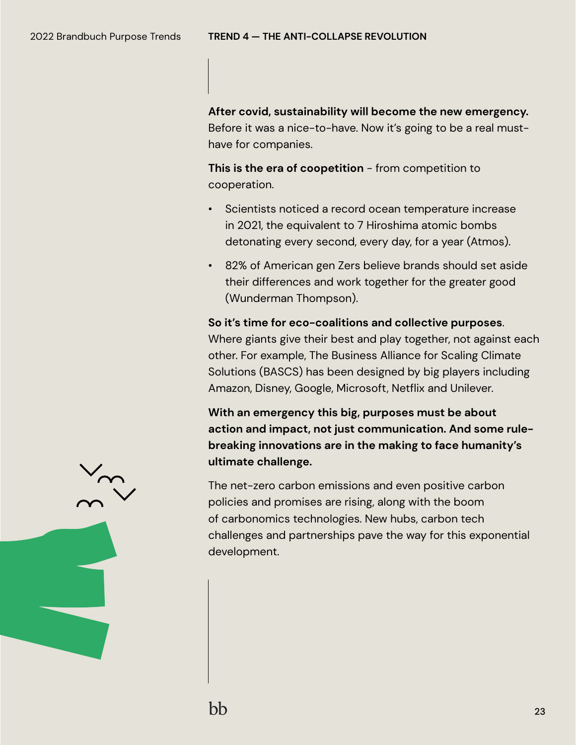**After covid, sustainability will become the new emergency.** Before it was a nice-to-have. Now it's going to be a real must-have for companies.

**This is the era of coopetition** - from competition to cooperation.

- Scientists noticed a record ocean temperature increase in 2021, the equivalent to 7 Hiroshima atomic bombs detonating every second, every day, for a year (Atmos).
- 82% of American gen Zers believe brands should set aside their differences and work together for the greater good (Wunderman Thompson).

**So it's time for eco-coalitions and collective purposes**. Where giants give their best and play together, not against each other. For example, The Business Alliance for Scaling Climate Solutions (BASCS) has been designed by big players including Amazon, Disney, Google, Microsoft, Netflix and Unilever.

**With an emergency this big, purposes must be about action and impact, not just communication. And some rule-breaking innovations are in the making to face humanity's ultimate challenge.**

The net-zero carbon emissions and even positive carbon policies and promises are rising, along with the boom of carbonomics technologies. New hubs, carbon tech challenges and partnerships pave the way for this exponential development.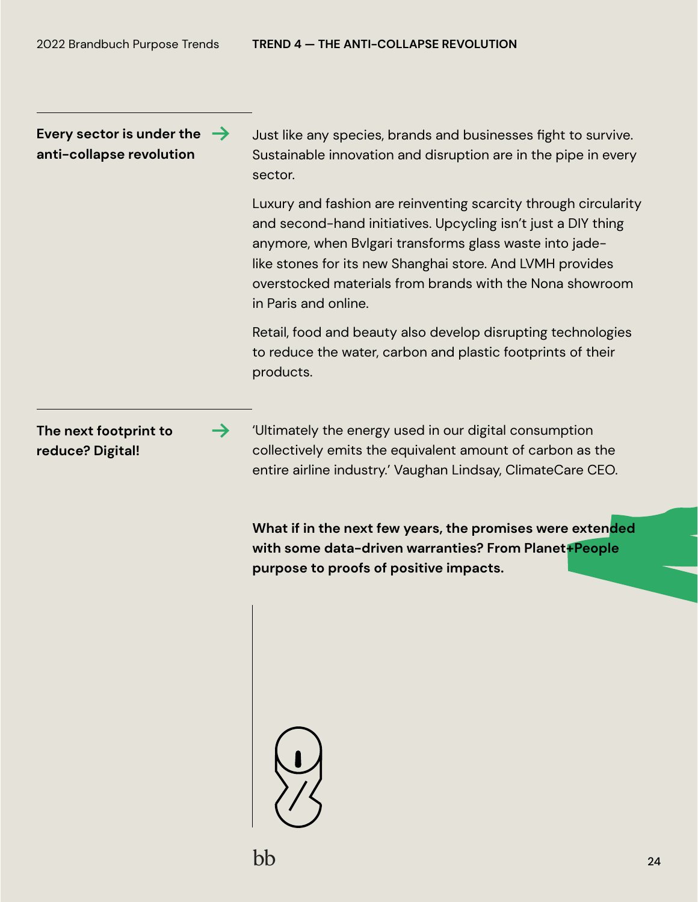**Every sector is under the anti-collapse revolution** →

Just like any species, brands and businesses fight to survive. Sustainable innovation and disruption are in the pipe in every sector.

Luxury and fashion are reinventing scarcity through circularity and second-hand initiatives. Upcycling isn't just a DIY thing anymore, when Bvlgari transforms glass waste into jade-like stones for its new Shanghai store. And LVMH provides overstocked materials from brands with the Nona showroom in Paris and online.

Retail, food and beauty also develop disrupting technologies to reduce the water, carbon and plastic footprints of their products.

**The next footprint to reduce? Digital!** →

'Ultimately the energy used in our digital consumption collectively emits the equivalent amount of carbon as the entire airline industry.' Vaughan Lindsay, ClimateCare CEO.

**What if in the next few years, the promises were extended with some data-driven warranties? From Planet+People purpose to proofs of positive impacts.**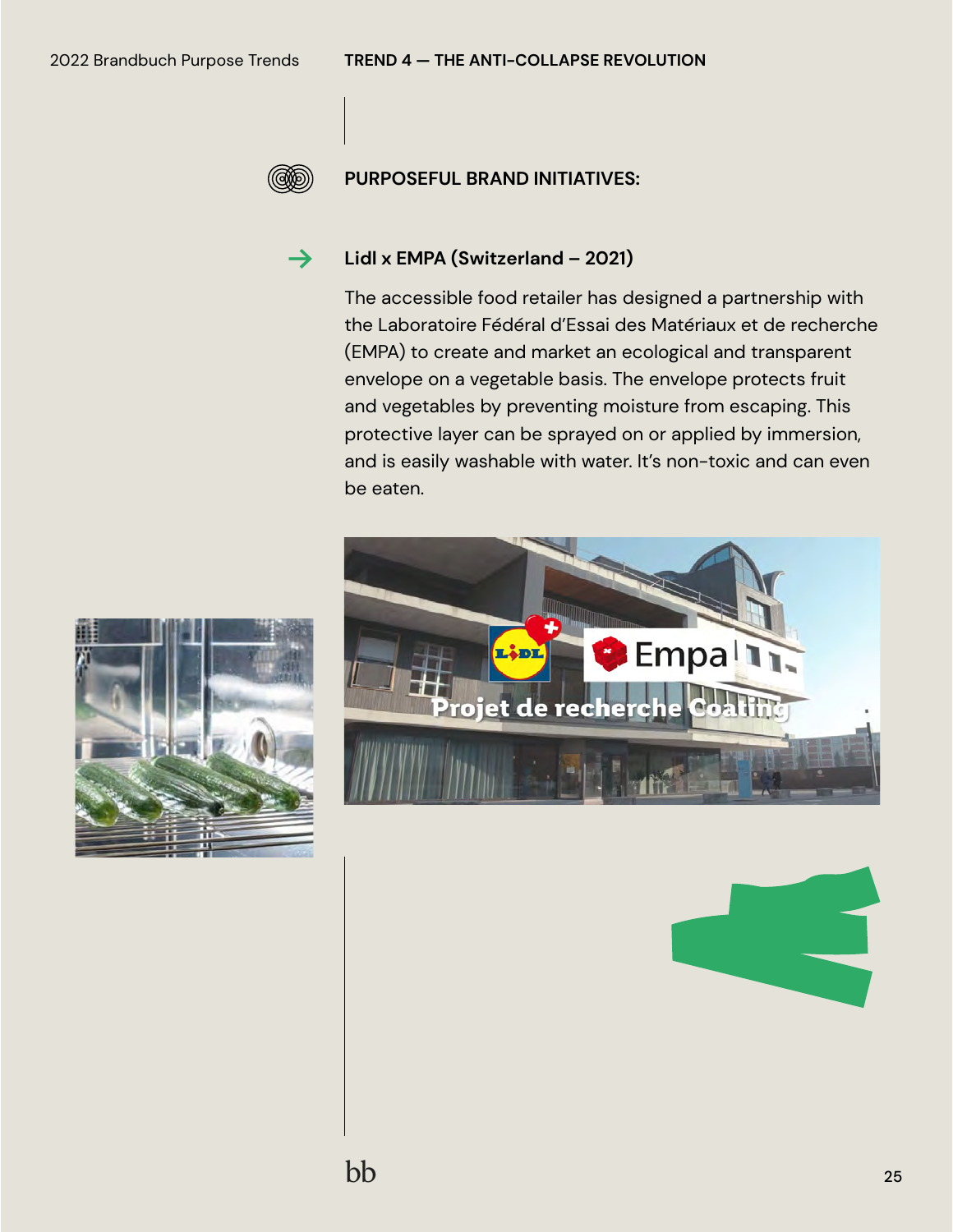## PURPOSEFUL BRAND INITIATIVES:

### → Lidl x EMPA (Switzerland – 2021)

The accessible food retailer has designed a partnership with the Laboratoire Fédéral d'Essai des Matériaux et de recherche (EMPA) to create and market an ecological and transparent envelope on a vegetable basis. The envelope protects fruit and vegetables by preventing moisture from escaping. This protective layer can be sprayed on or applied by immersion, and is easily washable with water. It's non-toxic and can even be eaten.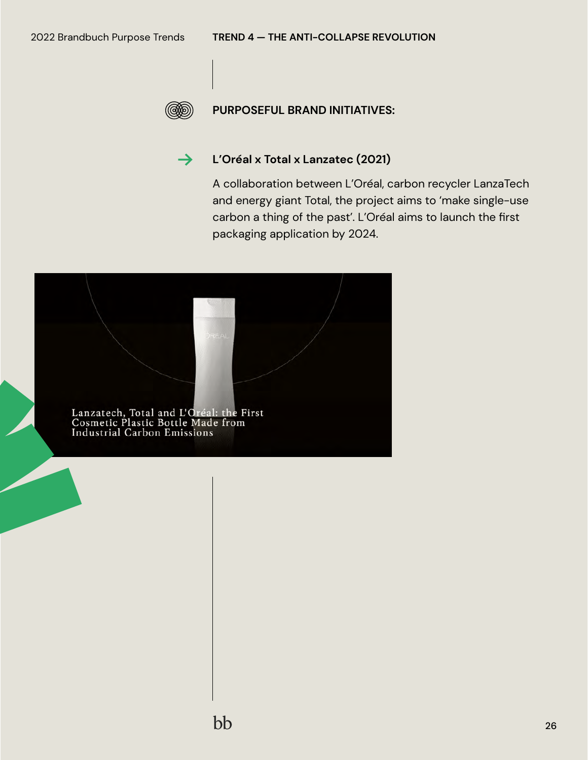### PURPOSEFUL BRAND INITIATIVES:

**L'Oréal x Total x Lanzatec (2021)**

A collaboration between L'Oréal, carbon recycler LanzaTech and energy giant Total, the project aims to 'make single-use carbon a thing of the past'. L'Oréal aims to launch the first packaging application by 2024.

Lanzatech, Total and L'Oréal: the First Cosmetic Plastic Bottle Made from Industrial Carbon Emissions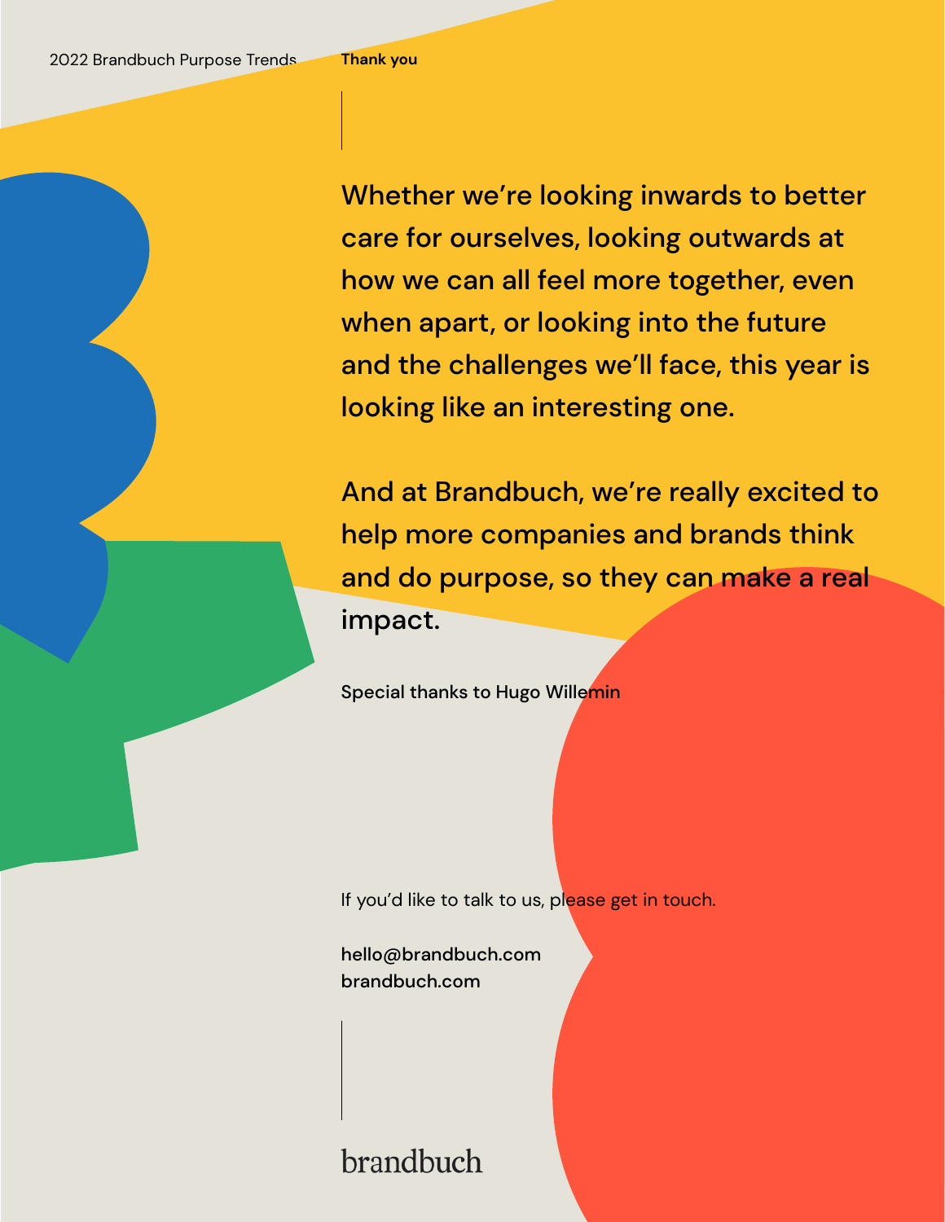## Thank you

Whether we're looking inwards to better care for ourselves, looking outwards at how we can all feel more together, even when apart, or looking into the future and the challenges we'll face, this year is looking like an interesting one.

And at Brandbuch, we're really excited to help more companies and brands think and do purpose, so they can make a real impact.

Special thanks to Hugo Willemin

If you'd like to talk to us, please get in touch.

hello@brandbuch.com
brandbuch.com

brandbuch